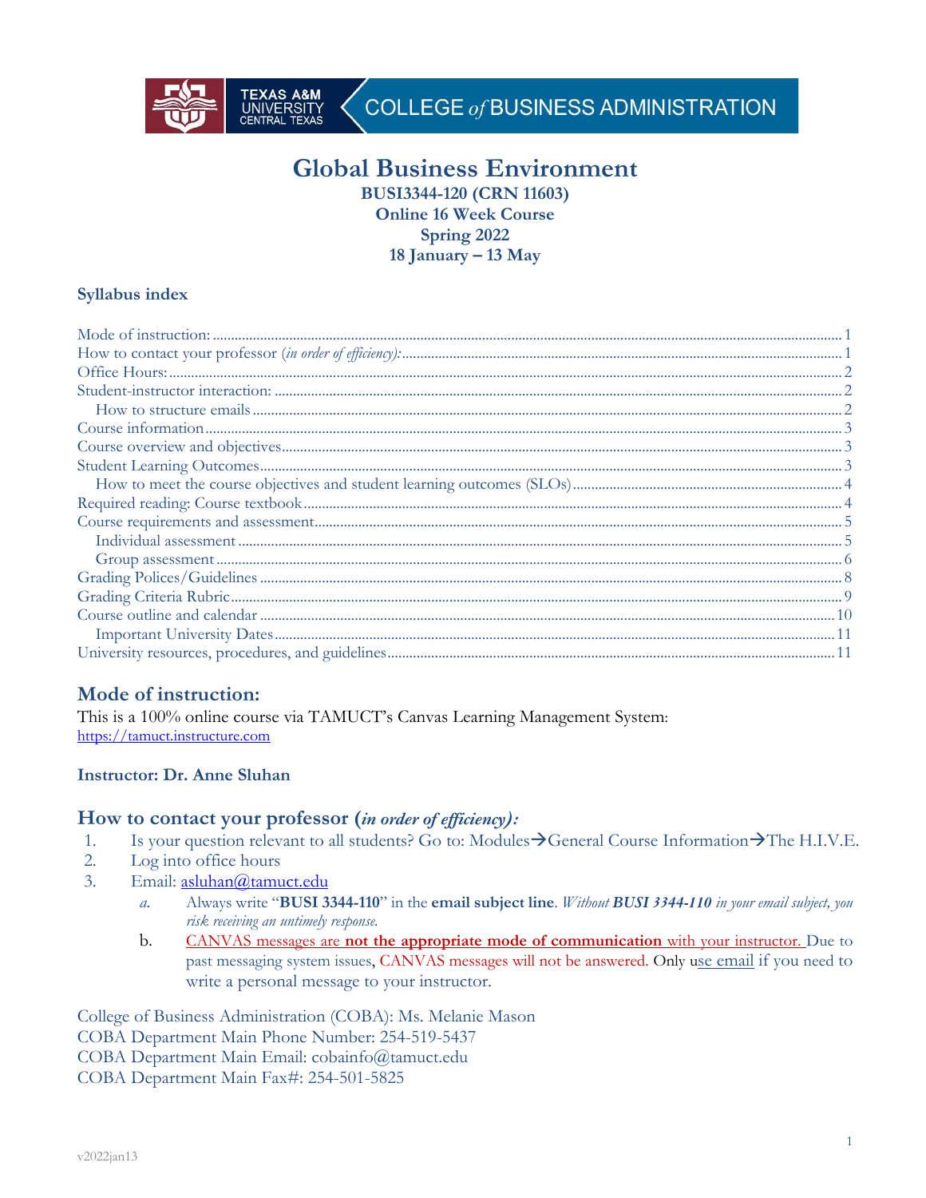TEXAS A&M UNIVERSITY CENTRAL TEXAS — COLLEGE *of* BUSINESS ADMINISTRATION

# Global Business Environment

**BUSI3344-120 (CRN 11603)**
**Online 16 Week Course**
**Spring 2022**
**18 January – 13 May**

### Syllabus index

- Mode of instruction: 1
- How to contact your professor (*in order of efficiency):* 1
- Office Hours: 2
- Student-instructor interaction: 2
  - How to structure emails 2
- Course information 3
- Course overview and objectives 3
- Student Learning Outcomes 3
  - How to meet the course objectives and student learning outcomes (SLOs) 4
- Required reading: Course textbook 4
- Course requirements and assessment 5
  - Individual assessment 5
  - Group assessment 6
- Grading Polices/Guidelines 8
- Grading Criteria Rubric 9
- Course outline and calendar 10
  - Important University Dates 11
- University resources, procedures, and guidelines 11

## Mode of instruction:

This is a 100% online course via TAMUCT's Canvas Learning Management System:
https://tamuct.instructure.com

**Instructor: Dr. Anne Sluhan**

## How to contact your professor (*in order of efficiency):*

1. Is your question relevant to all students? Go to: Modules→General Course Information→The H.I.V.E.
2. Log into office hours
3. Email: asluhan@tamuct.edu
   a. Always write "**BUSI 3344-110**" in the **email subject line**. *Without **BUSI 3344-110** in your email subject, you risk receiving an untimely response.*
   b. CANVAS messages are **not the appropriate mode of communication** with your instructor. Due to past messaging system issues, CANVAS messages will not be answered. Only use email if you need to write a personal message to your instructor.

College of Business Administration (COBA): Ms. Melanie Mason
COBA Department Main Phone Number: 254-519-5437
COBA Department Main Email: cobainfo@tamuct.edu
COBA Department Main Fax#: 254-501-5825

v2022jan13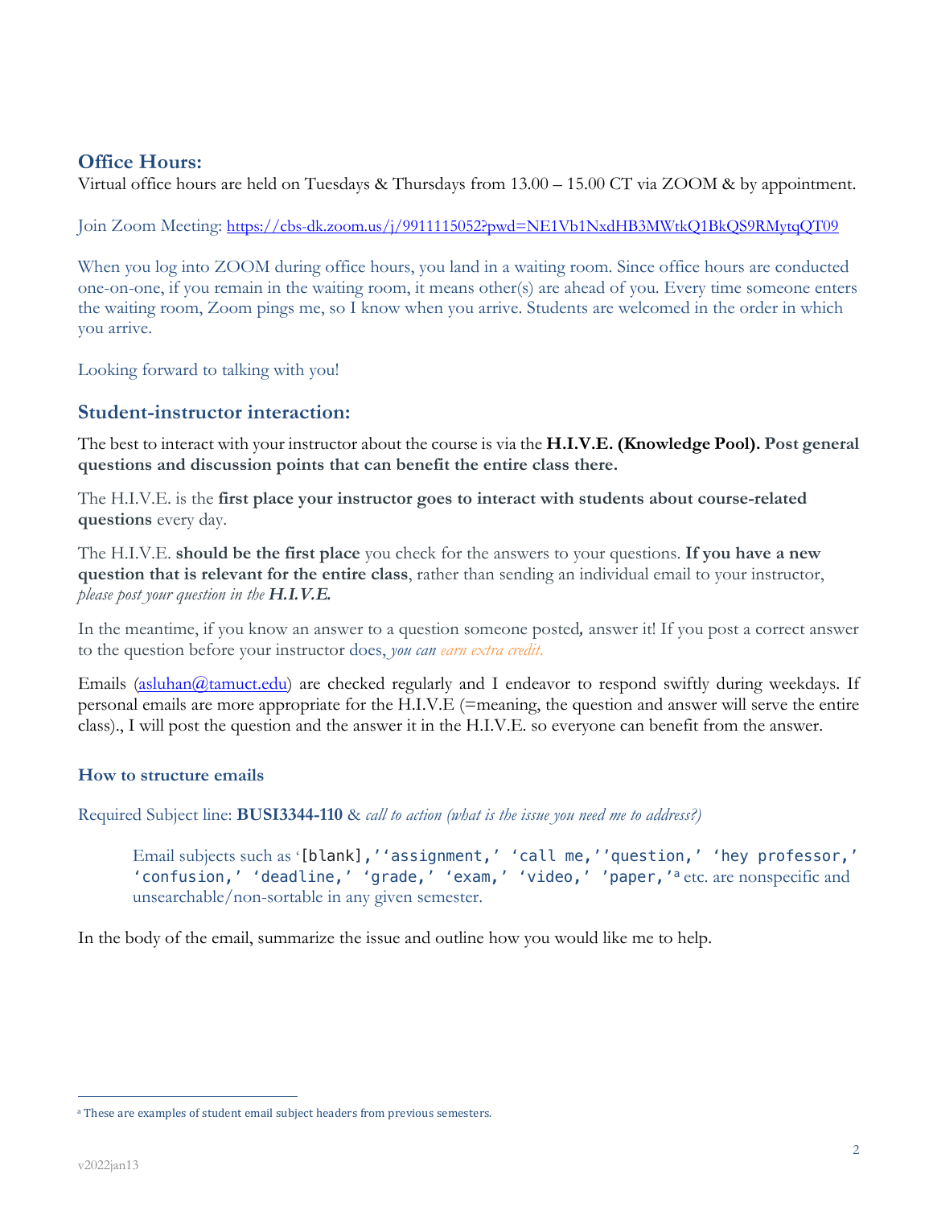## Office Hours:

Virtual office hours are held on Tuesdays & Thursdays from 13.00 – 15.00 CT via ZOOM & by appointment.

Join Zoom Meeting: https://cbs-dk.zoom.us/j/9911115052?pwd=NE1Vb1NxdHB3MWtkQ1BkQS9RMytqQT09

When you log into ZOOM during office hours, you land in a waiting room. Since office hours are conducted one-on-one, if you remain in the waiting room, it means other(s) are ahead of you. Every time someone enters the waiting room, Zoom pings me, so I know when you arrive. Students are welcomed in the order in which you arrive.

Looking forward to talking with you!

## Student-instructor interaction:

The best to interact with your instructor about the course is via the **H.I.V.E. (Knowledge Pool). Post general questions and discussion points that can benefit the entire class there.**

The H.I.V.E. is the **first place your instructor goes to interact with students about course-related questions** every day.

The H.I.V.E. **should be the first place** you check for the answers to your questions. **If you have a new question that is relevant for the entire class**, rather than sending an individual email to your instructor, *please post your question in the **H.I.V.E.***

In the meantime, if you know an answer to a question someone posted*,* answer it! If you post a correct answer to the question before your instructor does, *you can earn extra credit.*

Emails (asluhan@tamuct.edu) are checked regularly and I endeavor to respond swiftly during weekdays. If personal emails are more appropriate for the H.I.V.E (=meaning, the question and answer will serve the entire class)., I will post the question and the answer it in the H.I.V.E. so everyone can benefit from the answer.

### How to structure emails

Required Subject line: **BUSI3344-110** & *call to action (what is the issue you need me to address?)*

> Email subjects such as '[blank],''assignment,' 'call me,''question,' 'hey professor,' 'confusion,' 'deadline,' 'grade,' 'exam,' 'video,' 'paper,'[a] etc. are nonspecific and unsearchable/non-sortable in any given semester.

In the body of the email, summarize the issue and outline how you would like me to help.

[a] These are examples of student email subject headers from previous semesters.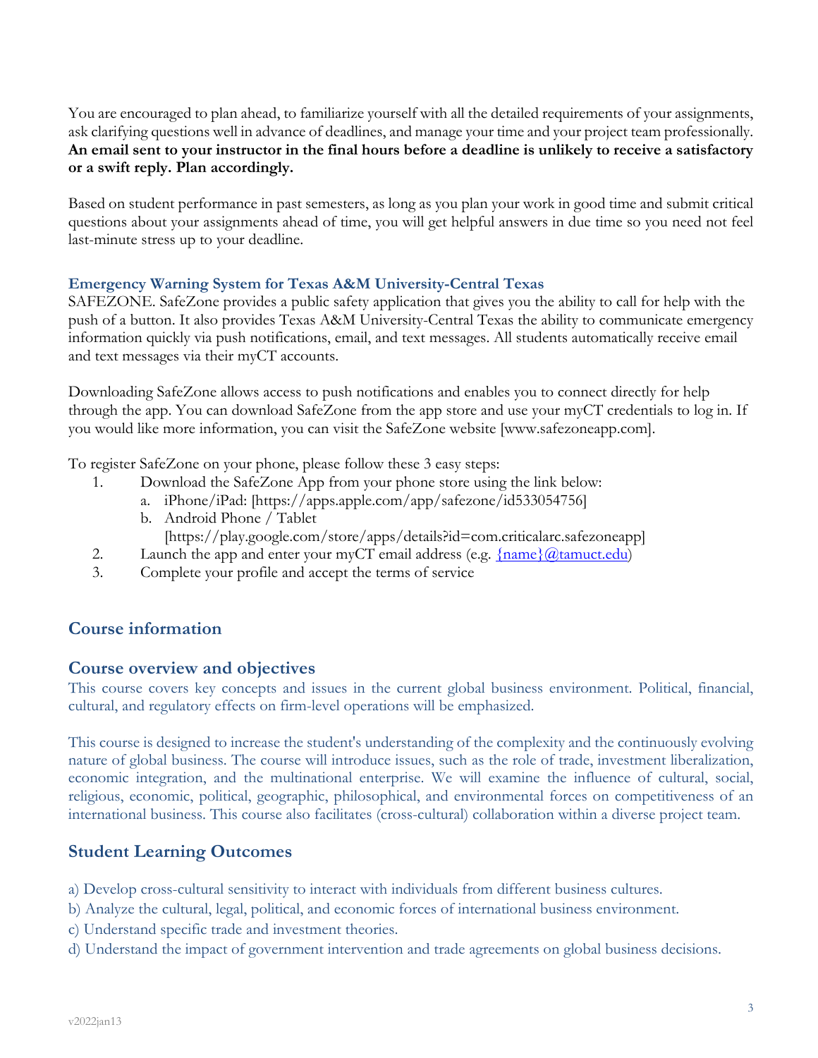You are encouraged to plan ahead, to familiarize yourself with all the detailed requirements of your assignments, ask clarifying questions well in advance of deadlines, and manage your time and your project team professionally. **An email sent to your instructor in the final hours before a deadline is unlikely to receive a satisfactory or a swift reply. Plan accordingly.**

Based on student performance in past semesters, as long as you plan your work in good time and submit critical questions about your assignments ahead of time, you will get helpful answers in due time so you need not feel last-minute stress up to your deadline.

#### Emergency Warning System for Texas A&M University-Central Texas

SAFEZONE. SafeZone provides a public safety application that gives you the ability to call for help with the push of a button. It also provides Texas A&M University-Central Texas the ability to communicate emergency information quickly via push notifications, email, and text messages. All students automatically receive email and text messages via their myCT accounts.

Downloading SafeZone allows access to push notifications and enables you to connect directly for help through the app. You can download SafeZone from the app store and use your myCT credentials to log in. If you would like more information, you can visit the SafeZone website [www.safezoneapp.com].

To register SafeZone on your phone, please follow these 3 easy steps:

1. Download the SafeZone App from your phone store using the link below:
   a. iPhone/iPad: [https://apps.apple.com/app/safezone/id533054756]
   b. Android Phone / Tablet [https://play.google.com/store/apps/details?id=com.criticalarc.safezoneapp]
2. Launch the app and enter your myCT email address (e.g. {name}@tamuct.edu)
3. Complete your profile and accept the terms of service

## Course information

## Course overview and objectives

This course covers key concepts and issues in the current global business environment. Political, financial, cultural, and regulatory effects on firm-level operations will be emphasized.

This course is designed to increase the student's understanding of the complexity and the continuously evolving nature of global business. The course will introduce issues, such as the role of trade, investment liberalization, economic integration, and the multinational enterprise. We will examine the influence of cultural, social, religious, economic, political, geographic, philosophical, and environmental forces on competitiveness of an international business. This course also facilitates (cross-cultural) collaboration within a diverse project team.

## Student Learning Outcomes

a) Develop cross-cultural sensitivity to interact with individuals from different business cultures.
b) Analyze the cultural, legal, political, and economic forces of international business environment.
c) Understand specific trade and investment theories.
d) Understand the impact of government intervention and trade agreements on global business decisions.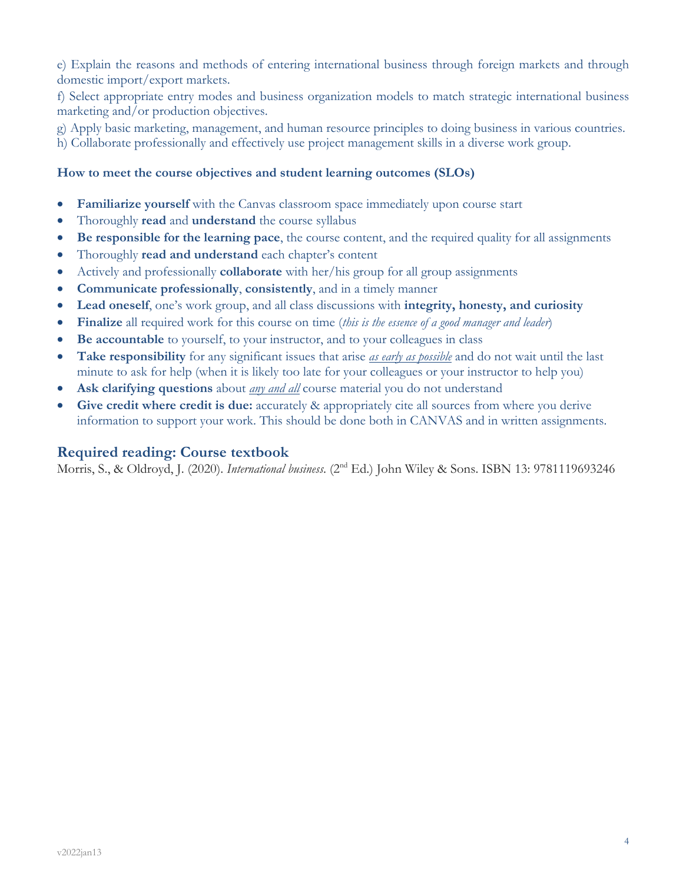e) Explain the reasons and methods of entering international business through foreign markets and through domestic import/export markets.

f) Select appropriate entry modes and business organization models to match strategic international business marketing and/or production objectives.

g) Apply basic marketing, management, and human resource principles to doing business in various countries.

h) Collaborate professionally and effectively use project management skills in a diverse work group.

### How to meet the course objectives and student learning outcomes (SLOs)

- **Familiarize yourself** with the Canvas classroom space immediately upon course start
- Thoroughly **read** and **understand** the course syllabus
- **Be responsible for the learning pace**, the course content, and the required quality for all assignments
- Thoroughly **read and understand** each chapter's content
- Actively and professionally **collaborate** with her/his group for all group assignments
- **Communicate professionally**, **consistently**, and in a timely manner
- **Lead oneself**, one's work group, and all class discussions with **integrity, honesty, and curiosity**
- **Finalize** all required work for this course on time (*this is the essence of a good manager and leader*)
- **Be accountable** to yourself, to your instructor, and to your colleagues in class
- **Take responsibility** for any significant issues that arise *as early as possible* and do not wait until the last minute to ask for help (when it is likely too late for your colleagues or your instructor to help you)
- **Ask clarifying questions** about *any and all* course material you do not understand
- **Give credit where credit is due:** accurately & appropriately cite all sources from where you derive information to support your work. This should be done both in CANVAS and in written assignments.

## Required reading: Course textbook

Morris, S., & Oldroyd, J. (2020). *International business.* (2nd Ed.) John Wiley & Sons. ISBN 13: 9781119693246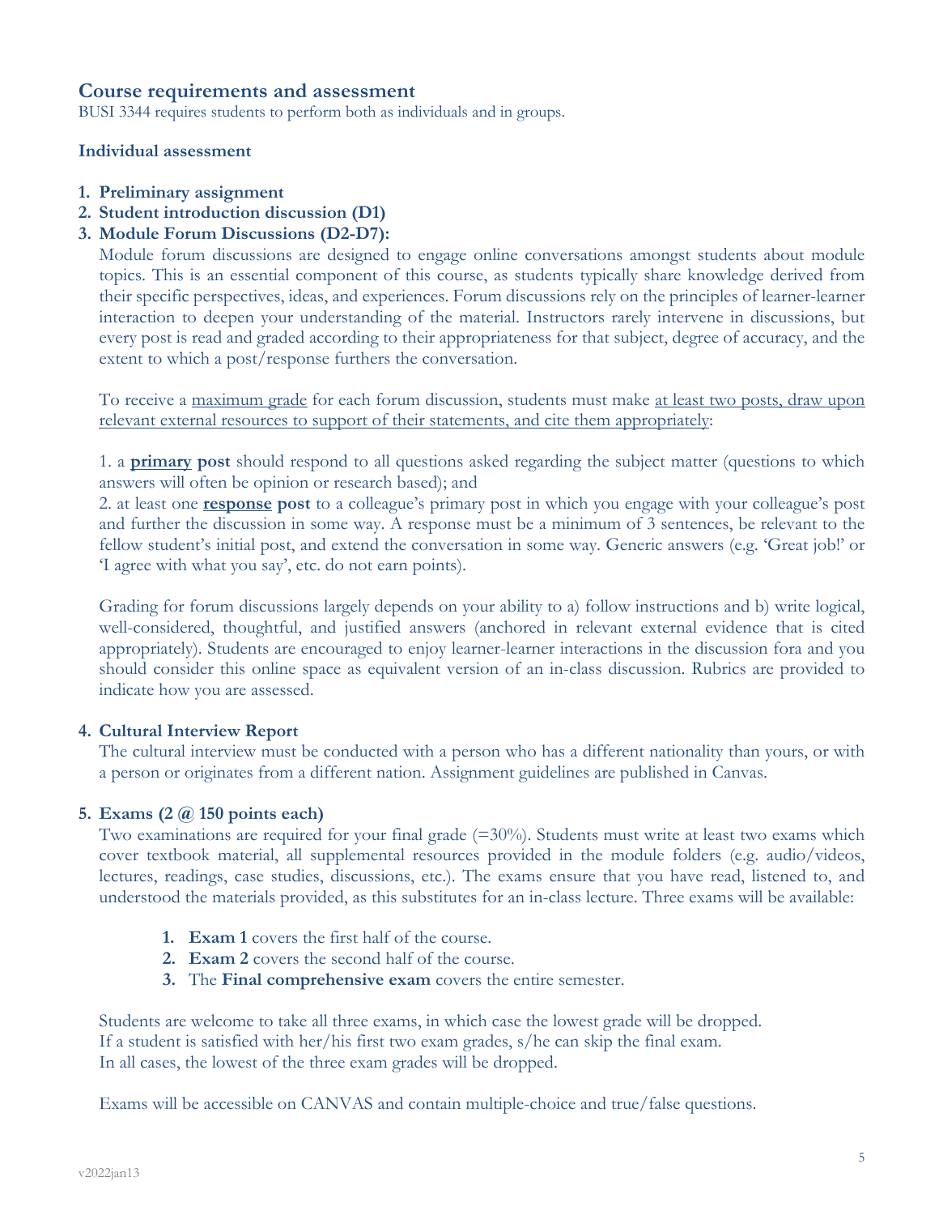## Course requirements and assessment

BUSI 3344 requires students to perform both as individuals and in groups.

### Individual assessment

1. **Preliminary assignment**
2. **Student introduction discussion (D1)**
3. **Module Forum Discussions (D2-D7):**

   Module forum discussions are designed to engage online conversations amongst students about module topics. This is an essential component of this course, as students typically share knowledge derived from their specific perspectives, ideas, and experiences. Forum discussions rely on the principles of learner-learner interaction to deepen your understanding of the material. Instructors rarely intervene in discussions, but every post is read and graded according to their appropriateness for that subject, degree of accuracy, and the extent to which a post/response furthers the conversation.

   To receive a <u>maximum grade</u> for each forum discussion, students must make <u>at least two posts, draw upon relevant external resources to support of their statements, and cite them appropriately</u>:

   1. a **<u>primary</u> post** should respond to all questions asked regarding the subject matter (questions to which answers will often be opinion or research based); and
   2. at least one **<u>response</u> post** to a colleague's primary post in which you engage with your colleague's post and further the discussion in some way. A response must be a minimum of 3 sentences, be relevant to the fellow student's initial post, and extend the conversation in some way. Generic answers (e.g. 'Great job!' or 'I agree with what you say', etc. do not earn points).

   Grading for forum discussions largely depends on your ability to a) follow instructions and b) write logical, well-considered, thoughtful, and justified answers (anchored in relevant external evidence that is cited appropriately). Students are encouraged to enjoy learner-learner interactions in the discussion fora and you should consider this online space as equivalent version of an in-class discussion. Rubrics are provided to indicate how you are assessed.

4. **Cultural Interview Report**

   The cultural interview must be conducted with a person who has a different nationality than yours, or with a person or originates from a different nation. Assignment guidelines are published in Canvas.

5. **Exams (2 @ 150 points each)**

   Two examinations are required for your final grade (=30%). Students must write at least two exams which cover textbook material, all supplemental resources provided in the module folders (e.g. audio/videos, lectures, readings, case studies, discussions, etc.). The exams ensure that you have read, listened to, and understood the materials provided, as this substitutes for an in-class lecture. Three exams will be available:

   1. **Exam 1** covers the first half of the course.
   2. **Exam 2** covers the second half of the course.
   3. The **Final comprehensive exam** covers the entire semester.

   Students are welcome to take all three exams, in which case the lowest grade will be dropped.
   If a student is satisfied with her/his first two exam grades, s/he can skip the final exam.
   In all cases, the lowest of the three exam grades will be dropped.

   Exams will be accessible on CANVAS and contain multiple-choice and true/false questions.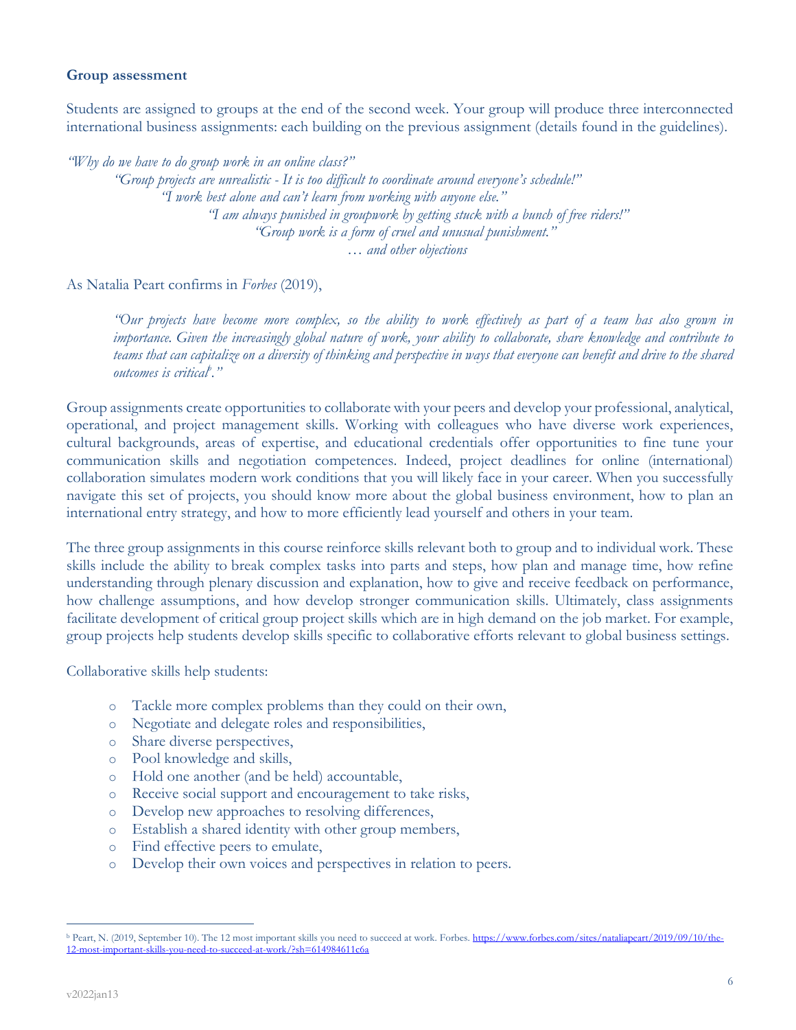**Group assessment**

Students are assigned to groups at the end of the second week. Your group will produce three interconnected international business assignments: each building on the previous assignment (details found in the guidelines).

*"Why do we have to do group work in an online class?"*

*"Group projects are unrealistic - It is too difficult to coordinate around everyone's schedule!"*

*"I work best alone and can't learn from working with anyone else."*

*"I am always punished in groupwork by getting stuck with a bunch of free riders!"*

*"Group work is a form of cruel and unusual punishment."*

*… and other objections*

As Natalia Peart confirms in *Forbes* (2019),

> *"Our projects have become more complex, so the ability to work effectively as part of a team has also grown in importance. Given the increasingly global nature of work, your ability to collaborate, share knowledge and contribute to teams that can capitalize on a diversity of thinking and perspective in ways that everyone can benefit and drive to the shared outcomes is critical[b]."*

Group assignments create opportunities to collaborate with your peers and develop your professional, analytical, operational, and project management skills. Working with colleagues who have diverse work experiences, cultural backgrounds, areas of expertise, and educational credentials offer opportunities to fine tune your communication skills and negotiation competences. Indeed, project deadlines for online (international) collaboration simulates modern work conditions that you will likely face in your career. When you successfully navigate this set of projects, you should know more about the global business environment, how to plan an international entry strategy, and how to more efficiently lead yourself and others in your team.

The three group assignments in this course reinforce skills relevant both to group and to individual work. These skills include the ability to break complex tasks into parts and steps, how plan and manage time, how refine understanding through plenary discussion and explanation, how to give and receive feedback on performance, how challenge assumptions, and how develop stronger communication skills. Ultimately, class assignments facilitate development of critical group project skills which are in high demand on the job market. For example, group projects help students develop skills specific to collaborative efforts relevant to global business settings.

Collaborative skills help students:

- Tackle more complex problems than they could on their own,
- Negotiate and delegate roles and responsibilities,
- Share diverse perspectives,
- Pool knowledge and skills,
- Hold one another (and be held) accountable,
- Receive social support and encouragement to take risks,
- Develop new approaches to resolving differences,
- Establish a shared identity with other group members,
- Find effective peers to emulate,
- Develop their own voices and perspectives in relation to peers.

---

[b] Peart, N. (2019, September 10). The 12 most important skills you need to succeed at work. Forbes. https://www.forbes.com/sites/nataliapeart/2019/09/10/the-12-most-important-skills-you-need-to-succeed-at-work/?sh=614984611c6a

v2022jan13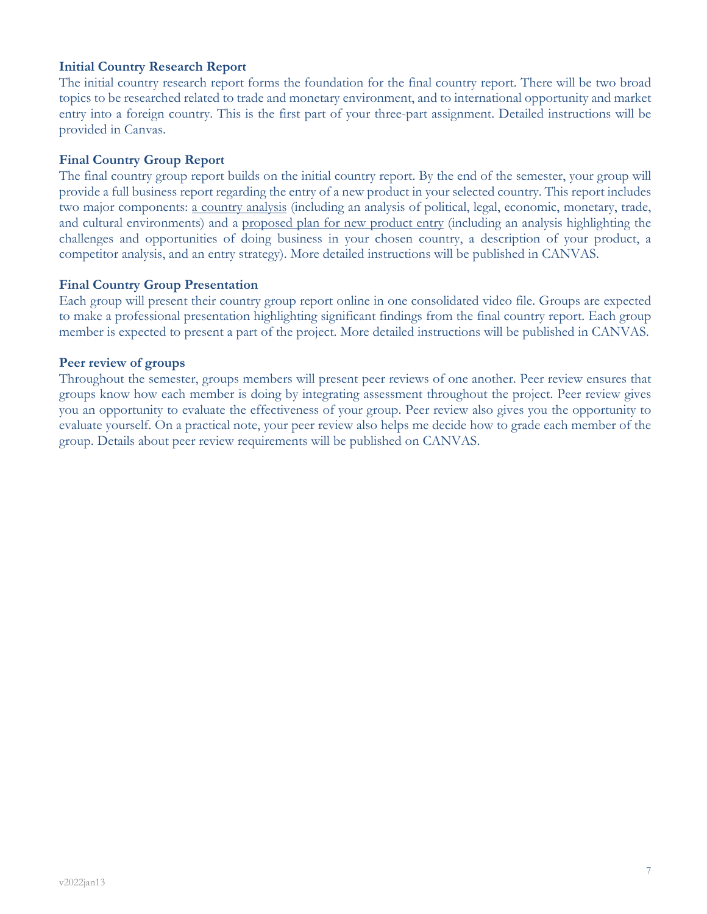### Initial Country Research Report

The initial country research report forms the foundation for the final country report. There will be two broad topics to be researched related to trade and monetary environment, and to international opportunity and market entry into a foreign country. This is the first part of your three-part assignment. Detailed instructions will be provided in Canvas.

### Final Country Group Report

The final country group report builds on the initial country report. By the end of the semester, your group will provide a full business report regarding the entry of a new product in your selected country. This report includes two major components: <u>a country analysis</u> (including an analysis of political, legal, economic, monetary, trade, and cultural environments) and a <u>proposed plan for new product entry</u> (including an analysis highlighting the challenges and opportunities of doing business in your chosen country, a description of your product, a competitor analysis, and an entry strategy). More detailed instructions will be published in CANVAS.

### Final Country Group Presentation

Each group will present their country group report online in one consolidated video file. Groups are expected to make a professional presentation highlighting significant findings from the final country report. Each group member is expected to present a part of the project. More detailed instructions will be published in CANVAS.

### Peer review of groups

Throughout the semester, groups members will present peer reviews of one another. Peer review ensures that groups know how each member is doing by integrating assessment throughout the project. Peer review gives you an opportunity to evaluate the effectiveness of your group. Peer review also gives you the opportunity to evaluate yourself. On a practical note, your peer review also helps me decide how to grade each member of the group. Details about peer review requirements will be published on CANVAS.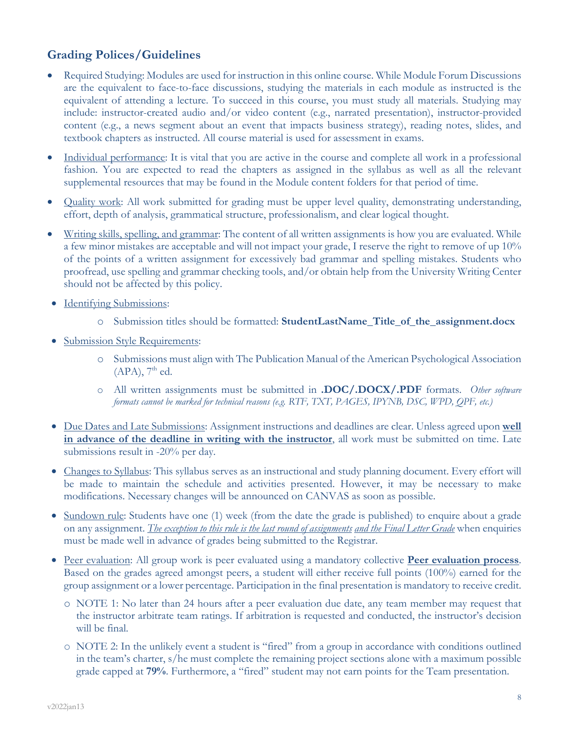## Grading Polices/Guidelines

- Required Studying: Modules are used for instruction in this online course. While Module Forum Discussions are the equivalent to face-to-face discussions, studying the materials in each module as instructed is the equivalent of attending a lecture. To succeed in this course, you must study all materials. Studying may include: instructor-created audio and/or video content (e.g., narrated presentation), instructor-provided content (e.g., a news segment about an event that impacts business strategy), reading notes, slides, and textbook chapters as instructed. All course material is used for assessment in exams.
- Individual performance: It is vital that you are active in the course and complete all work in a professional fashion. You are expected to read the chapters as assigned in the syllabus as well as all the relevant supplemental resources that may be found in the Module content folders for that period of time.
- Quality work: All work submitted for grading must be upper level quality, demonstrating understanding, effort, depth of analysis, grammatical structure, professionalism, and clear logical thought.
- Writing skills, spelling, and grammar: The content of all written assignments is how you are evaluated. While a few minor mistakes are acceptable and will not impact your grade, I reserve the right to remove of up 10% of the points of a written assignment for excessively bad grammar and spelling mistakes. Students who proofread, use spelling and grammar checking tools, and/or obtain help from the University Writing Center should not be affected by this policy.
- Identifying Submissions:
  - Submission titles should be formatted: **StudentLastName_Title_of_the_assignment.docx**
- Submission Style Requirements:
  - Submissions must align with The Publication Manual of the American Psychological Association (APA), 7th ed.
  - All written assignments must be submitted in **.DOC/.DOCX/.PDF** formats. *Other software formats cannot be marked for technical reasons (e.g. RTF, TXT, PAGES, IPYNB, DSC, WPD, QPF, etc.)*
- Due Dates and Late Submissions: Assignment instructions and deadlines are clear. Unless agreed upon **well in advance of the deadline in writing with the instructor**, all work must be submitted on time. Late submissions result in -20% per day.
- Changes to Syllabus: This syllabus serves as an instructional and study planning document. Every effort will be made to maintain the schedule and activities presented. However, it may be necessary to make modifications. Necessary changes will be announced on CANVAS as soon as possible.
- Sundown rule: Students have one (1) week (from the date the grade is published) to enquire about a grade on any assignment. *The exception to this rule is the last round of assignments and the Final Letter Grade* when enquiries must be made well in advance of grades being submitted to the Registrar.
- Peer evaluation: All group work is peer evaluated using a mandatory collective **Peer evaluation process**. Based on the grades agreed amongst peers, a student will either receive full points (100%) earned for the group assignment or a lower percentage. Participation in the final presentation is mandatory to receive credit.
  - NOTE 1: No later than 24 hours after a peer evaluation due date, any team member may request that the instructor arbitrate team ratings. If arbitration is requested and conducted, the instructor's decision will be final.
  - NOTE 2: In the unlikely event a student is "fired" from a group in accordance with conditions outlined in the team's charter, s/he must complete the remaining project sections alone with a maximum possible grade capped at **79%**. Furthermore, a "fired" student may not earn points for the Team presentation.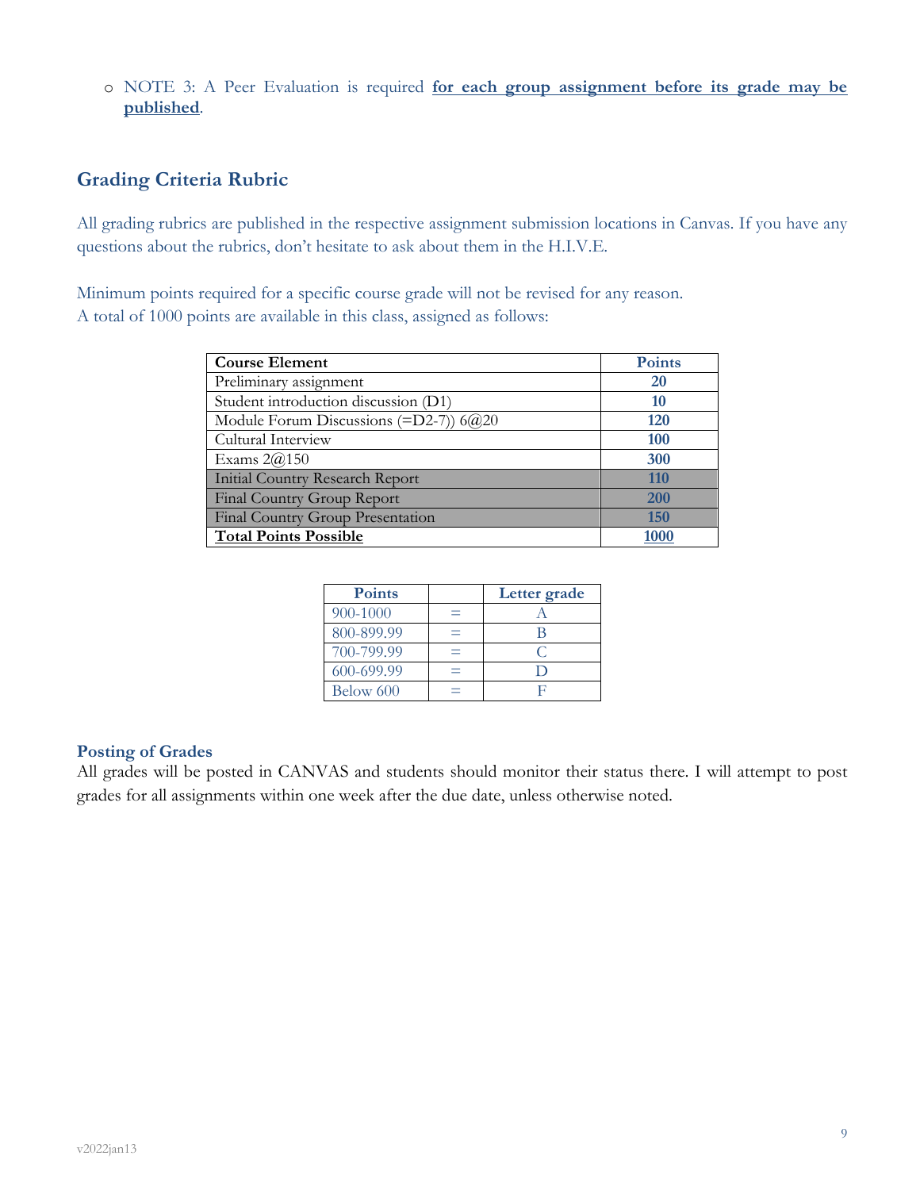- NOTE 3: A Peer Evaluation is required **for each group assignment before its grade may be published**.

## Grading Criteria Rubric

All grading rubrics are published in the respective assignment submission locations in Canvas. If you have any questions about the rubrics, don't hesitate to ask about them in the H.I.V.E.

Minimum points required for a specific course grade will not be revised for any reason.
A total of 1000 points are available in this class, assigned as follows:

| Course Element | Points |
|---|---|
| Preliminary assignment | 20 |
| Student introduction discussion (D1) | 10 |
| Module Forum Discussions (=D2-7)) 6@20 | 120 |
| Cultural Interview | 100 |
| Exams 2@150 | 300 |
| Initial Country Research Report | 110 |
| Final Country Group Report | 200 |
| Final Country Group Presentation | 150 |
| **Total Points Possible** | **1000** |

| Points | | Letter grade |
|---|---|---|
| 900-1000 | = | A |
| 800-899.99 | = | B |
| 700-799.99 | = | C |
| 600-699.99 | = | D |
| Below 600 | = | F |

### Posting of Grades

All grades will be posted in CANVAS and students should monitor their status there. I will attempt to post grades for all assignments within one week after the due date, unless otherwise noted.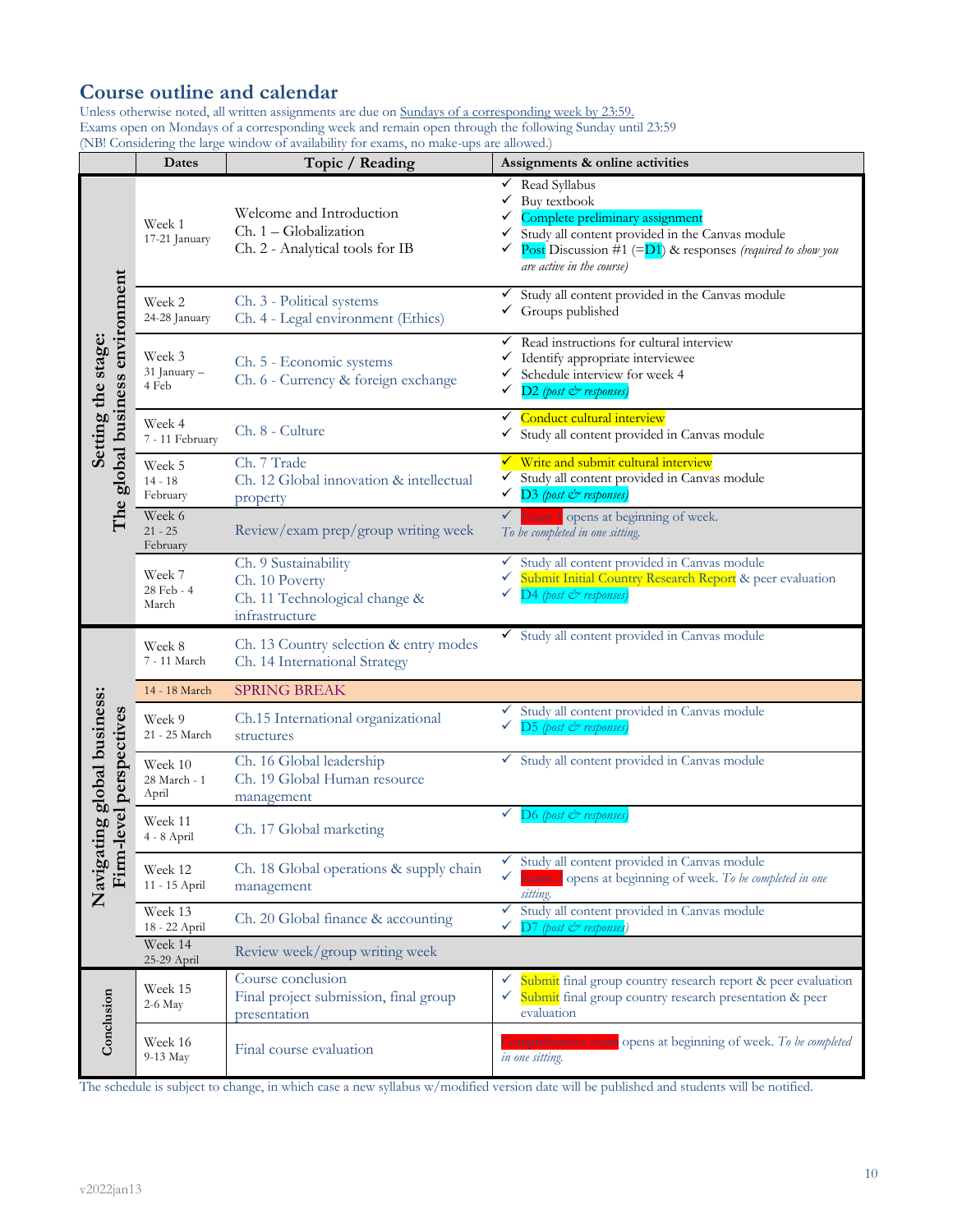## Course outline and calendar

Unless otherwise noted, all written assignments are due on Sundays of a corresponding week by 23:59.
Exams open on Mondays of a corresponding week and remain open through the following Sunday until 23:59
(NB! Considering the large window of availability for exams, no make-ups are allowed.)

| | Dates | Topic / Reading | Assignments & online activities |
|---|---|---|---|
| Setting the stage: The global business environment | Week 1<br>17-21 January | Welcome and Introduction<br>Ch. 1 – Globalization<br>Ch. 2 - Analytical tools for IB | ✓ Read Syllabus<br>✓ Buy textbook<br>✓ Complete preliminary assignment<br>✓ Study all content provided in the Canvas module<br>✓ Post Discussion #1 (=D1) & responses *(required to show you are active in the course)* |
| | Week 2<br>24-28 January | Ch. 3 - Political systems<br>Ch. 4 - Legal environment (Ethics) | ✓ Study all content provided in the Canvas module<br>✓ Groups published |
| | Week 3<br>31 January – 4 Feb | Ch. 5 - Economic systems<br>Ch. 6 - Currency & foreign exchange | ✓ Read instructions for cultural interview<br>✓ Identify appropriate interviewee<br>✓ Schedule interview for week 4<br>✓ D2 *(post & responses)* |
| | Week 4<br>7 - 11 February | Ch. 8 - Culture | ✓ Conduct cultural interview<br>✓ Study all content provided in Canvas module |
| | Week 5<br>14 - 18 February | Ch. 7 Trade<br>Ch. 12 Global innovation & intellectual property | ✓ Write and submit cultural interview<br>✓ Study all content provided in Canvas module<br>✓ D3 *(post & responses)* |
| | Week 6<br>21 - 25 February | Review/exam prep/group writing week | ✓ Exam 1 opens at beginning of week.<br>*To be completed in one sitting.* |
| | Week 7<br>28 Feb - 4 March | Ch. 9 Sustainability<br>Ch. 10 Poverty<br>Ch. 11 Technological change & infrastructure | ✓ Study all content provided in Canvas module<br>✓ Submit Initial Country Research Report & peer evaluation<br>✓ D4 *(post & responses)* |
| Navigating global business: Firm-level perspectives | Week 8<br>7 - 11 March | Ch. 13 Country selection & entry modes<br>Ch. 14 International Strategy | ✓ Study all content provided in Canvas module |
| | 14 - 18 March | SPRING BREAK | |
| | Week 9<br>21 - 25 March | Ch.15 International organizational structures | ✓ Study all content provided in Canvas module<br>✓ D5 *(post & responses)* |
| | Week 10<br>28 March - 1 April | Ch. 16 Global leadership<br>Ch. 19 Global Human resource management | ✓ Study all content provided in Canvas module |
| | Week 11<br>4 - 8 April | Ch. 17 Global marketing | ✓ D6 *(post & responses)* |
| | Week 12<br>11 - 15 April | Ch. 18 Global operations & supply chain management | ✓ Study all content provided in Canvas module<br>✓ Exam 2 opens at beginning of week. *To be completed in one sitting.* |
| | Week 13<br>18 - 22 April | Ch. 20 Global finance & accounting | ✓ Study all content provided in Canvas module<br>✓ D7 *(post & responses)* |
| | Week 14<br>25-29 April | Review week/group writing week | |
| Conclusion | Week 15<br>2-6 May | Course conclusion<br>Final project submission, final group presentation | ✓ Submit final group country research report & peer evaluation<br>✓ Submit final group country research presentation & peer evaluation |
| | Week 16<br>9-13 May | Final course evaluation | Comprehensive exam opens at beginning of week. *To be completed in one sitting.* |

The schedule is subject to change, in which case a new syllabus w/modified version date will be published and students will be notified.

v2022jan13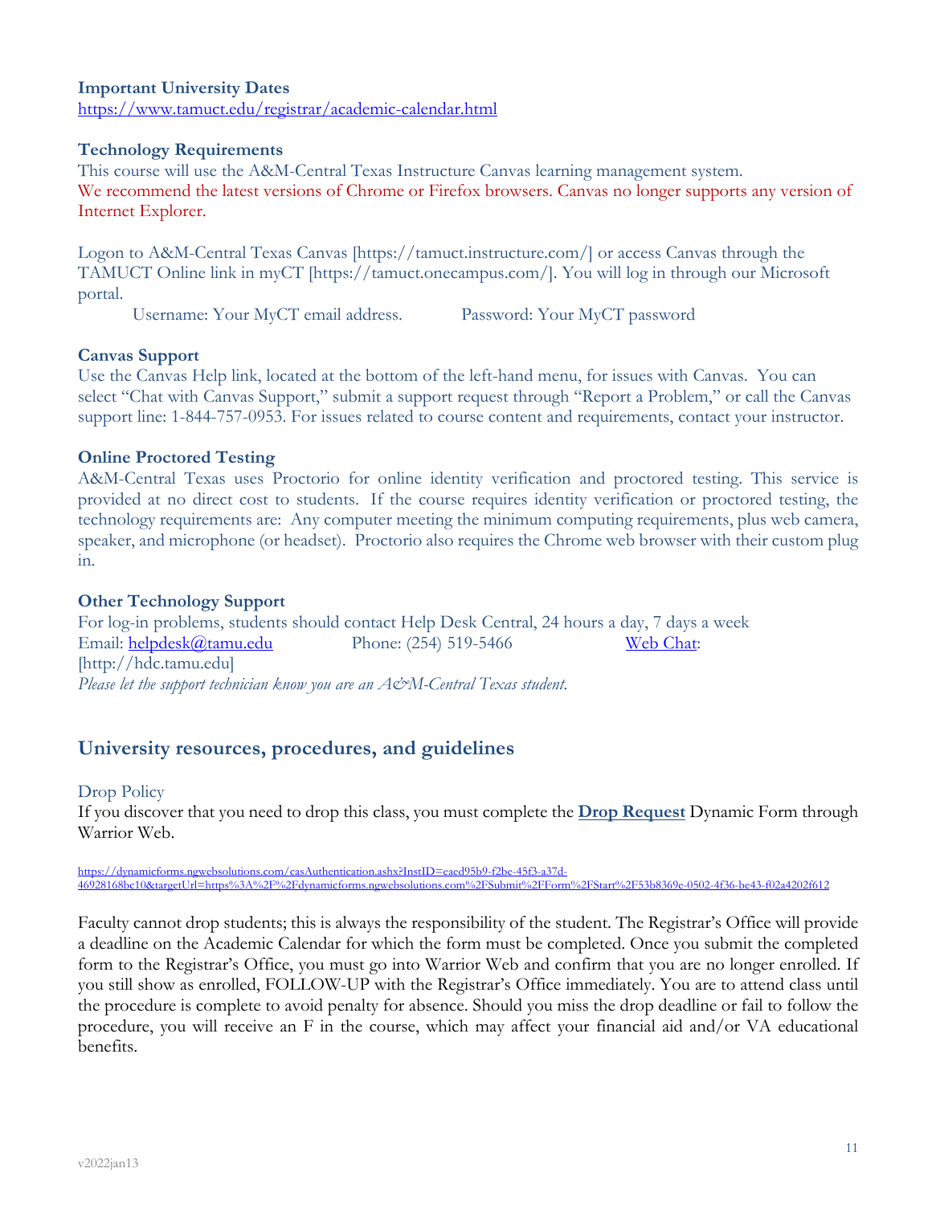**Important University Dates**
https://www.tamuct.edu/registrar/academic-calendar.html

**Technology Requirements**
This course will use the A&M-Central Texas Instructure Canvas learning management system.
We recommend the latest versions of Chrome or Firefox browsers. Canvas no longer supports any version of Internet Explorer.

Logon to A&M-Central Texas Canvas [https://tamuct.instructure.com/] or access Canvas through the TAMUCT Online link in myCT [https://tamuct.onecampus.com/]. You will log in through our Microsoft portal.

Username: Your MyCT email address.    Password: Your MyCT password

**Canvas Support**
Use the Canvas Help link, located at the bottom of the left-hand menu, for issues with Canvas. You can select "Chat with Canvas Support," submit a support request through "Report a Problem," or call the Canvas support line: 1-844-757-0953. For issues related to course content and requirements, contact your instructor.

**Online Proctored Testing**
A&M-Central Texas uses Proctorio for online identity verification and proctored testing. This service is provided at no direct cost to students. If the course requires identity verification or proctored testing, the technology requirements are: Any computer meeting the minimum computing requirements, plus web camera, speaker, and microphone (or headset). Proctorio also requires the Chrome web browser with their custom plug in.

**Other Technology Support**
For log-in problems, students should contact Help Desk Central, 24 hours a day, 7 days a week
Email: helpdesk@tamu.edu    Phone: (254) 519-5466    Web Chat: [http://hdc.tamu.edu]
*Please let the support technician know you are an A&M-Central Texas student.*

## University resources, procedures, and guidelines

Drop Policy
If you discover that you need to drop this class, you must complete the **Drop Request** Dynamic Form through Warrior Web.

https://dynamicforms.ngwebsolutions.com/casAuthentication.ashx?InstID=eaed95b9-f2be-45f3-a37d-46928168bc10&targetUrl=https%3A%2F%2Fdynamicforms.ngwebsolutions.com%2FSubmit%2FForm%2FStart%2F53b8369e-0502-4f36-be43-f02a4202f612

Faculty cannot drop students; this is always the responsibility of the student. The Registrar's Office will provide a deadline on the Academic Calendar for which the form must be completed. Once you submit the completed form to the Registrar's Office, you must go into Warrior Web and confirm that you are no longer enrolled. If you still show as enrolled, FOLLOW-UP with the Registrar's Office immediately. You are to attend class until the procedure is complete to avoid penalty for absence. Should you miss the drop deadline or fail to follow the procedure, you will receive an F in the course, which may affect your financial aid and/or VA educational benefits.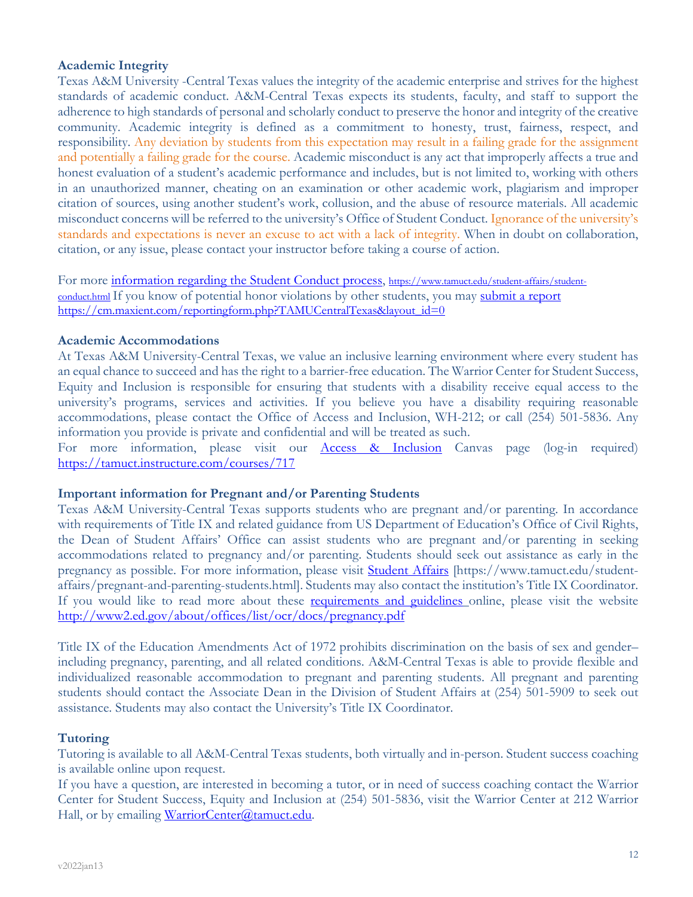### Academic Integrity

Texas A&M University -Central Texas values the integrity of the academic enterprise and strives for the highest standards of academic conduct. A&M-Central Texas expects its students, faculty, and staff to support the adherence to high standards of personal and scholarly conduct to preserve the honor and integrity of the creative community. Academic integrity is defined as a commitment to honesty, trust, fairness, respect, and responsibility. Any deviation by students from this expectation may result in a failing grade for the assignment and potentially a failing grade for the course. Academic misconduct is any act that improperly affects a true and honest evaluation of a student's academic performance and includes, but is not limited to, working with others in an unauthorized manner, cheating on an examination or other academic work, plagiarism and improper citation of sources, using another student's work, collusion, and the abuse of resource materials. All academic misconduct concerns will be referred to the university's Office of Student Conduct. Ignorance of the university's standards and expectations is never an excuse to act with a lack of integrity. When in doubt on collaboration, citation, or any issue, please contact your instructor before taking a course of action.

For more [information regarding the Student Conduct process](https://www.tamuct.edu/student-affairs/student-conduct.html), https://www.tamuct.edu/student-affairs/student-conduct.html If you know of potential honor violations by other students, you may [submit a report](https://cm.maxient.com/reportingform.php?TAMUCentralTexas&layout_id=0) https://cm.maxient.com/reportingform.php?TAMUCentralTexas&layout_id=0

### Academic Accommodations

At Texas A&M University-Central Texas, we value an inclusive learning environment where every student has an equal chance to succeed and has the right to a barrier-free education. The Warrior Center for Student Success, Equity and Inclusion is responsible for ensuring that students with a disability receive equal access to the university's programs, services and activities. If you believe you have a disability requiring reasonable accommodations, please contact the Office of Access and Inclusion, WH-212; or call (254) 501-5836. Any information you provide is private and confidential and will be treated as such.

For more information, please visit our [Access & Inclusion](https://tamuct.instructure.com/courses/717) Canvas page (log-in required) https://tamuct.instructure.com/courses/717

### Important information for Pregnant and/or Parenting Students

Texas A&M University-Central Texas supports students who are pregnant and/or parenting. In accordance with requirements of Title IX and related guidance from US Department of Education's Office of Civil Rights, the Dean of Student Affairs' Office can assist students who are pregnant and/or parenting in seeking accommodations related to pregnancy and/or parenting. Students should seek out assistance as early in the pregnancy as possible. For more information, please visit [Student Affairs](https://www.tamuct.edu/student-affairs/pregnant-and-parenting-students.html) [https://www.tamuct.edu/student-affairs/pregnant-and-parenting-students.html]. Students may also contact the institution's Title IX Coordinator. If you would like to read more about these [requirements and guidelines](http://www2.ed.gov/about/offices/list/ocr/docs/pregnancy.pdf) online, please visit the website http://www2.ed.gov/about/offices/list/ocr/docs/pregnancy.pdf

Title IX of the Education Amendments Act of 1972 prohibits discrimination on the basis of sex and gender– including pregnancy, parenting, and all related conditions. A&M-Central Texas is able to provide flexible and individualized reasonable accommodation to pregnant and parenting students. All pregnant and parenting students should contact the Associate Dean in the Division of Student Affairs at (254) 501-5909 to seek out assistance. Students may also contact the University's Title IX Coordinator.

### Tutoring

Tutoring is available to all A&M-Central Texas students, both virtually and in-person. Student success coaching is available online upon request.

If you have a question, are interested in becoming a tutor, or in need of success coaching contact the Warrior Center for Student Success, Equity and Inclusion at (254) 501-5836, visit the Warrior Center at 212 Warrior Hall, or by emailing [WarriorCenter@tamuct.edu](mailto:WarriorCenter@tamuct.edu).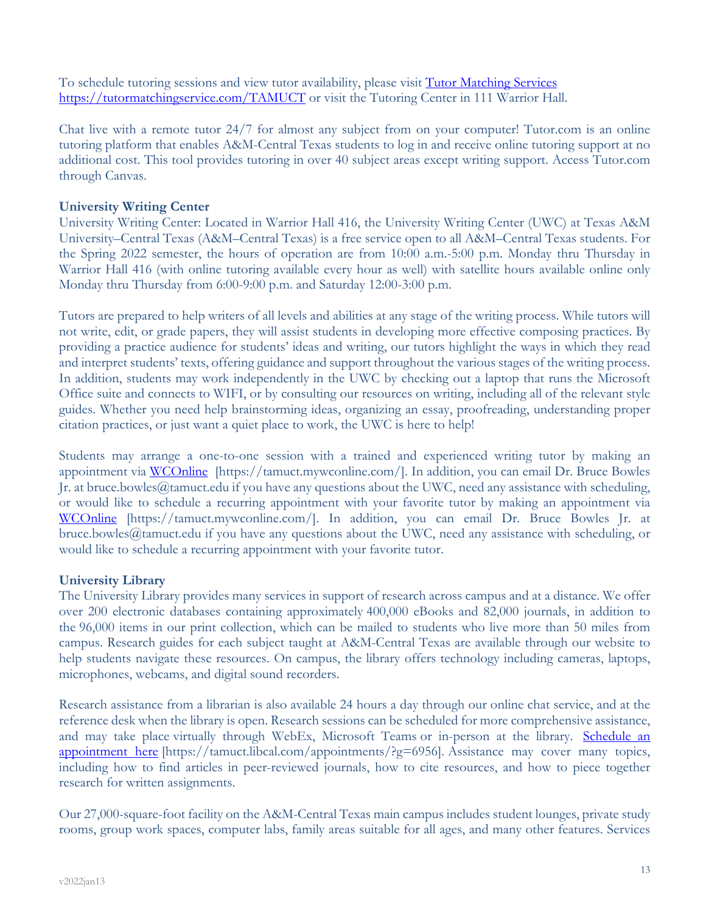To schedule tutoring sessions and view tutor availability, please visit [Tutor Matching Services https://tutormatchingservice.com/TAMUCT](https://tutormatchingservice.com/TAMUCT) or visit the Tutoring Center in 111 Warrior Hall.

Chat live with a remote tutor 24/7 for almost any subject from on your computer! Tutor.com is an online tutoring platform that enables A&M-Central Texas students to log in and receive online tutoring support at no additional cost. This tool provides tutoring in over 40 subject areas except writing support. Access Tutor.com through Canvas.

**University Writing Center**

University Writing Center: Located in Warrior Hall 416, the University Writing Center (UWC) at Texas A&M University–Central Texas (A&M–Central Texas) is a free service open to all A&M–Central Texas students. For the Spring 2022 semester, the hours of operation are from 10:00 a.m.-5:00 p.m. Monday thru Thursday in Warrior Hall 416 (with online tutoring available every hour as well) with satellite hours available online only Monday thru Thursday from 6:00-9:00 p.m. and Saturday 12:00-3:00 p.m.

Tutors are prepared to help writers of all levels and abilities at any stage of the writing process. While tutors will not write, edit, or grade papers, they will assist students in developing more effective composing practices. By providing a practice audience for students' ideas and writing, our tutors highlight the ways in which they read and interpret students' texts, offering guidance and support throughout the various stages of the writing process. In addition, students may work independently in the UWC by checking out a laptop that runs the Microsoft Office suite and connects to WIFI, or by consulting our resources on writing, including all of the relevant style guides. Whether you need help brainstorming ideas, organizing an essay, proofreading, understanding proper citation practices, or just want a quiet place to work, the UWC is here to help!

Students may arrange a one-to-one session with a trained and experienced writing tutor by making an appointment via [WCOnline](https://tamuct.mywconline.com/) [https://tamuct.mywconline.com/]. In addition, you can email Dr. Bruce Bowles Jr. at bruce.bowles@tamuct.edu if you have any questions about the UWC, need any assistance with scheduling, or would like to schedule a recurring appointment with your favorite tutor by making an appointment via [WCOnline](https://tamuct.mywconline.com/) [https://tamuct.mywconline.com/]. In addition, you can email Dr. Bruce Bowles Jr. at bruce.bowles@tamuct.edu if you have any questions about the UWC, need any assistance with scheduling, or would like to schedule a recurring appointment with your favorite tutor.

**University Library**

The University Library provides many services in support of research across campus and at a distance. We offer over 200 electronic databases containing approximately 400,000 eBooks and 82,000 journals, in addition to the 96,000 items in our print collection, which can be mailed to students who live more than 50 miles from campus. Research guides for each subject taught at A&M-Central Texas are available through our website to help students navigate these resources. On campus, the library offers technology including cameras, laptops, microphones, webcams, and digital sound recorders.

Research assistance from a librarian is also available 24 hours a day through our online chat service, and at the reference desk when the library is open. Research sessions can be scheduled for more comprehensive assistance, and may take place virtually through WebEx, Microsoft Teams or in-person at the library. [Schedule an appointment here](https://tamuct.libcal.com/appointments/?g=6956) [https://tamuct.libcal.com/appointments/?g=6956]. Assistance may cover many topics, including how to find articles in peer-reviewed journals, how to cite resources, and how to piece together research for written assignments.

Our 27,000-square-foot facility on the A&M-Central Texas main campus includes student lounges, private study rooms, group work spaces, computer labs, family areas suitable for all ages, and many other features. Services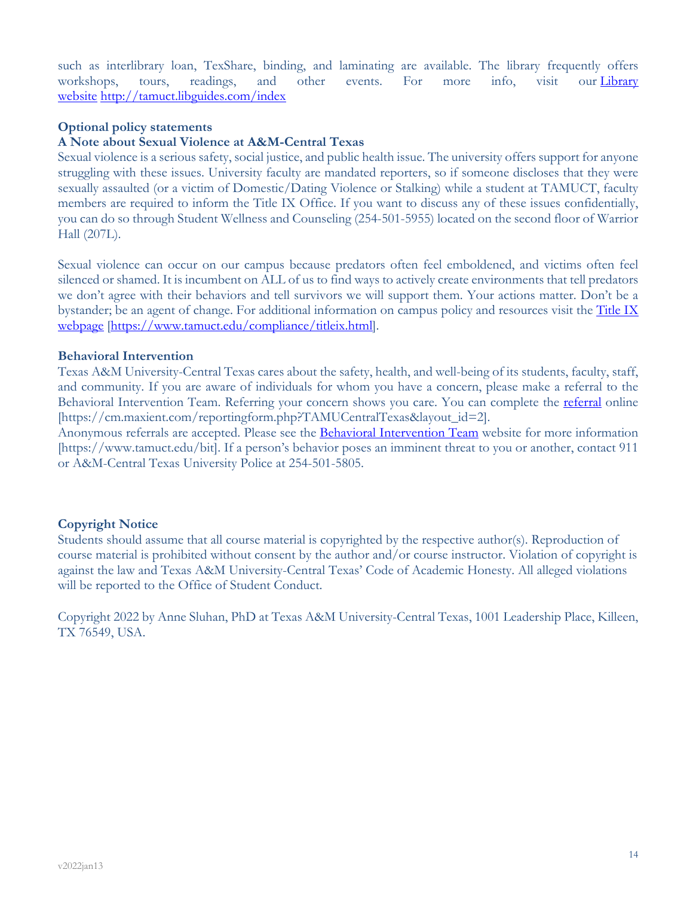such as interlibrary loan, TexShare, binding, and laminating are available. The library frequently offers workshops, tours, readings, and other events. For more info, visit our Library website http://tamuct.libguides.com/index

**Optional policy statements**

**A Note about Sexual Violence at A&M-Central Texas**

Sexual violence is a serious safety, social justice, and public health issue. The university offers support for anyone struggling with these issues. University faculty are mandated reporters, so if someone discloses that they were sexually assaulted (or a victim of Domestic/Dating Violence or Stalking) while a student at TAMUCT, faculty members are required to inform the Title IX Office. If you want to discuss any of these issues confidentially, you can do so through Student Wellness and Counseling (254-501-5955) located on the second floor of Warrior Hall (207L).

Sexual violence can occur on our campus because predators often feel emboldened, and victims often feel silenced or shamed. It is incumbent on ALL of us to find ways to actively create environments that tell predators we don't agree with their behaviors and tell survivors we will support them. Your actions matter. Don't be a bystander; be an agent of change. For additional information on campus policy and resources visit the Title IX webpage [https://www.tamuct.edu/compliance/titleix.html].

**Behavioral Intervention**

Texas A&M University-Central Texas cares about the safety, health, and well-being of its students, faculty, staff, and community. If you are aware of individuals for whom you have a concern, please make a referral to the Behavioral Intervention Team. Referring your concern shows you care. You can complete the referral online [https://cm.maxient.com/reportingform.php?TAMUCentralTexas&layout_id=2].
Anonymous referrals are accepted. Please see the Behavioral Intervention Team website for more information [https://www.tamuct.edu/bit]. If a person's behavior poses an imminent threat to you or another, contact 911 or A&M-Central Texas University Police at 254-501-5805.

**Copyright Notice**

Students should assume that all course material is copyrighted by the respective author(s). Reproduction of course material is prohibited without consent by the author and/or course instructor. Violation of copyright is against the law and Texas A&M University-Central Texas' Code of Academic Honesty. All alleged violations will be reported to the Office of Student Conduct.

Copyright 2022 by Anne Sluhan, PhD at Texas A&M University-Central Texas, 1001 Leadership Place, Killeen, TX 76549, USA.